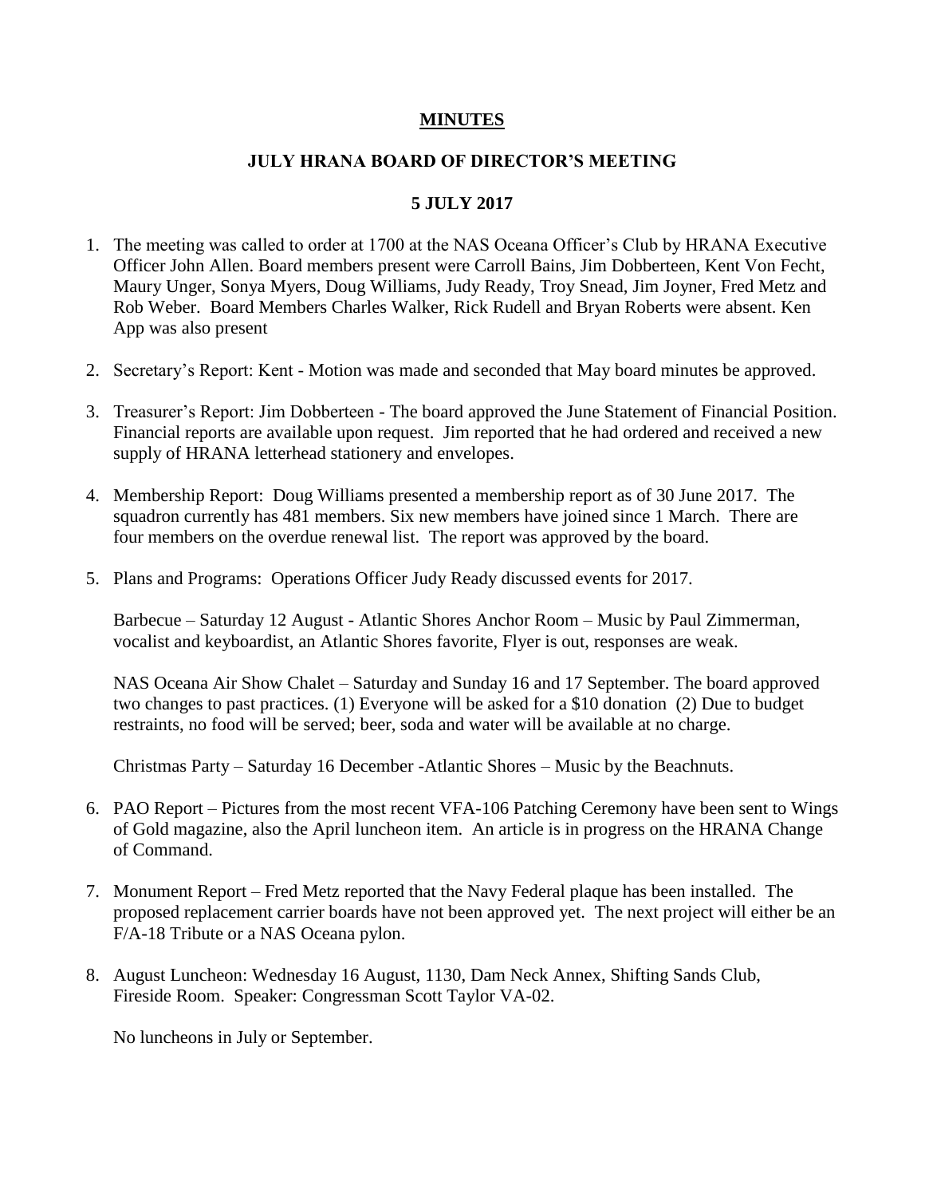**MINUTES**

**JULY HRANA BOARD OF DIRECTOR'S MEETING**

**5 JULY 2017**

1. The meeting was called to order at 1700 at the NAS Oceana Officer's Club by HRANA Executive Officer John Allen. Board members present were Carroll Bains, Jim Dobberteen, Kent Von Fecht, Maury Unger, Sonya Myers, Doug Williams, Judy Ready, Troy Snead, Jim Joyner, Fred Metz and Rob Weber. Board Members Charles Walker, Rick Rudell and Bryan Roberts were absent. Ken App was also present

2. Secretary's Report: Kent - Motion was made and seconded that May board minutes be approved.

3. Treasurer's Report: Jim Dobberteen - The board approved the June Statement of Financial Position. Financial reports are available upon request. Jim reported that he had ordered and received a new supply of HRANA letterhead stationery and envelopes.

4. Membership Report: Doug Williams presented a membership report as of 30 June 2017. The squadron currently has 481 members. Six new members have joined since 1 March. There are four members on the overdue renewal list. The report was approved by the board.

5. Plans and Programs: Operations Officer Judy Ready discussed events for 2017.

   Barbecue – Saturday 12 August - Atlantic Shores Anchor Room – Music by Paul Zimmerman, vocalist and keyboardist, an Atlantic Shores favorite, Flyer is out, responses are weak.

   NAS Oceana Air Show Chalet – Saturday and Sunday 16 and 17 September. The board approved two changes to past practices. (1) Everyone will be asked for a $10 donation (2) Due to budget restraints, no food will be served; beer, soda and water will be available at no charge.

   Christmas Party – Saturday 16 December -Atlantic Shores – Music by the Beachnuts.

6. PAO Report – Pictures from the most recent VFA-106 Patching Ceremony have been sent to Wings of Gold magazine, also the April luncheon item. An article is in progress on the HRANA Change of Command.

7. Monument Report – Fred Metz reported that the Navy Federal plaque has been installed. The proposed replacement carrier boards have not been approved yet. The next project will either be an F/A-18 Tribute or a NAS Oceana pylon.

8. August Luncheon: Wednesday 16 August, 1130, Dam Neck Annex, Shifting Sands Club, Fireside Room. Speaker: Congressman Scott Taylor VA-02.

   No luncheons in July or September.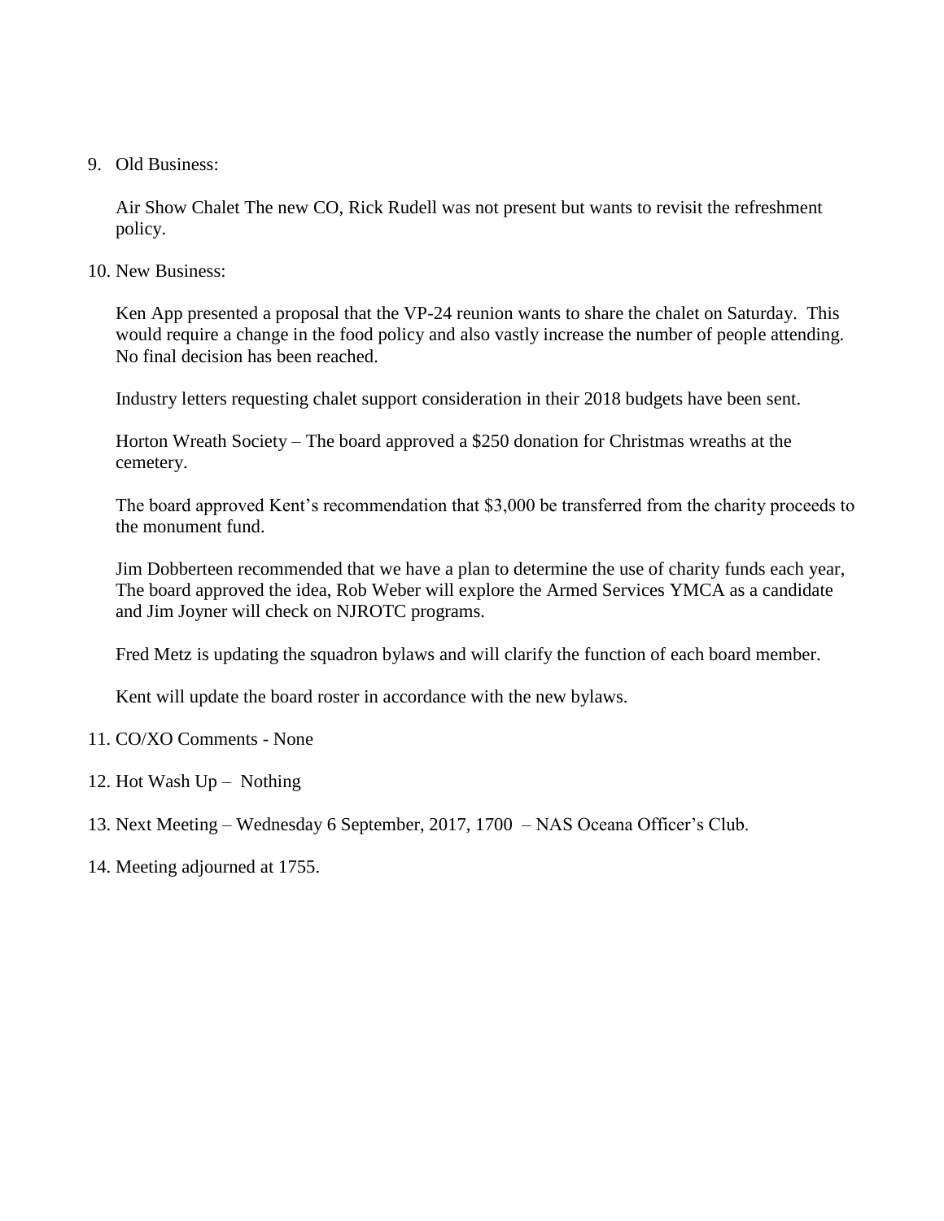9. Old Business:

   Air Show Chalet The new CO, Rick Rudell was not present but wants to revisit the refreshment policy.

10. New Business:

    Ken App presented a proposal that the VP-24 reunion wants to share the chalet on Saturday. This would require a change in the food policy and also vastly increase the number of people attending. No final decision has been reached.

    Industry letters requesting chalet support consideration in their 2018 budgets have been sent.

    Horton Wreath Society – The board approved a $250 donation for Christmas wreaths at the cemetery.

    The board approved Kent's recommendation that $3,000 be transferred from the charity proceeds to the monument fund.

    Jim Dobberteen recommended that we have a plan to determine the use of charity funds each year, The board approved the idea, Rob Weber will explore the Armed Services YMCA as a candidate and Jim Joyner will check on NJROTC programs.

    Fred Metz is updating the squadron bylaws and will clarify the function of each board member.

    Kent will update the board roster in accordance with the new bylaws.

11. CO/XO Comments - None

12. Hot Wash Up – Nothing

13. Next Meeting – Wednesday 6 September, 2017, 1700 – NAS Oceana Officer's Club.

14. Meeting adjourned at 1755.